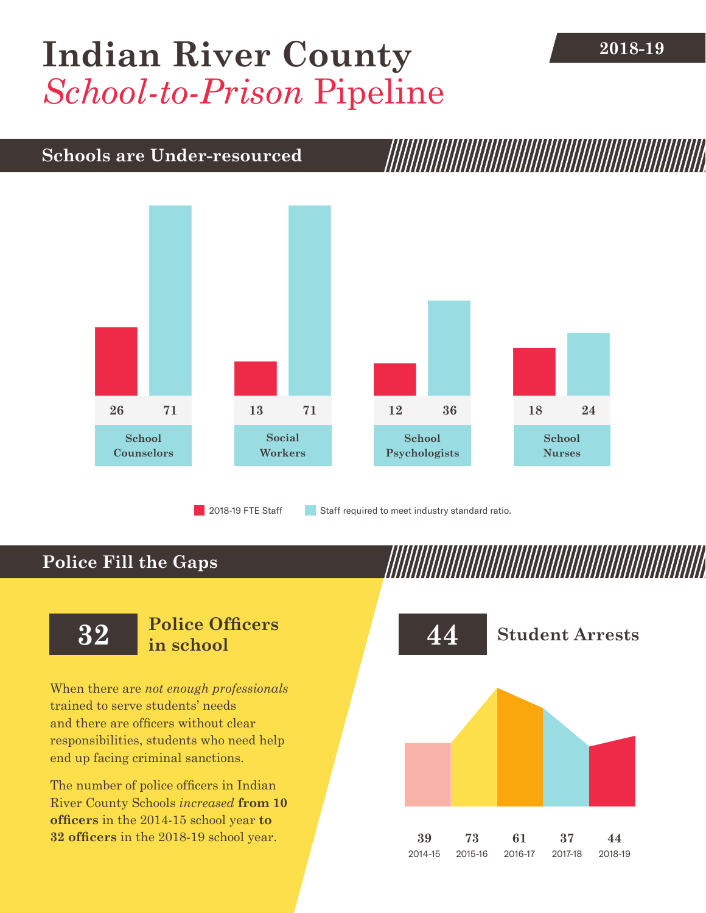# Indian River County *School-to-Prison* Pipeline

**2018-19**

## Schools are Under-resourced

| | 2018-19 FTE Staff | Staff required to meet industry standard ratio. |
|---|---|---|
| School Counselors | 26 | 71 |
| Social Workers | 13 | 71 |
| School Psychologists | 12 | 36 |
| School Nurses | 18 | 24 |

## Police Fill the Gaps

**32** **Police Officers in school**

When there are *not enough professionals* trained to serve students' needs and there are officers without clear responsibilities, students who need help end up facing criminal sanctions.

The number of police officers in Indian River County Schools *increased* **from 10 officers** in the 2014-15 school year **to 32 officers** in the 2018-19 school year.

**44** **Student Arrests**

| 2014-15 | 2015-16 | 2016-17 | 2017-18 | 2018-19 |
|---|---|---|---|---|
| 39 | 73 | 61 | 37 | 44 |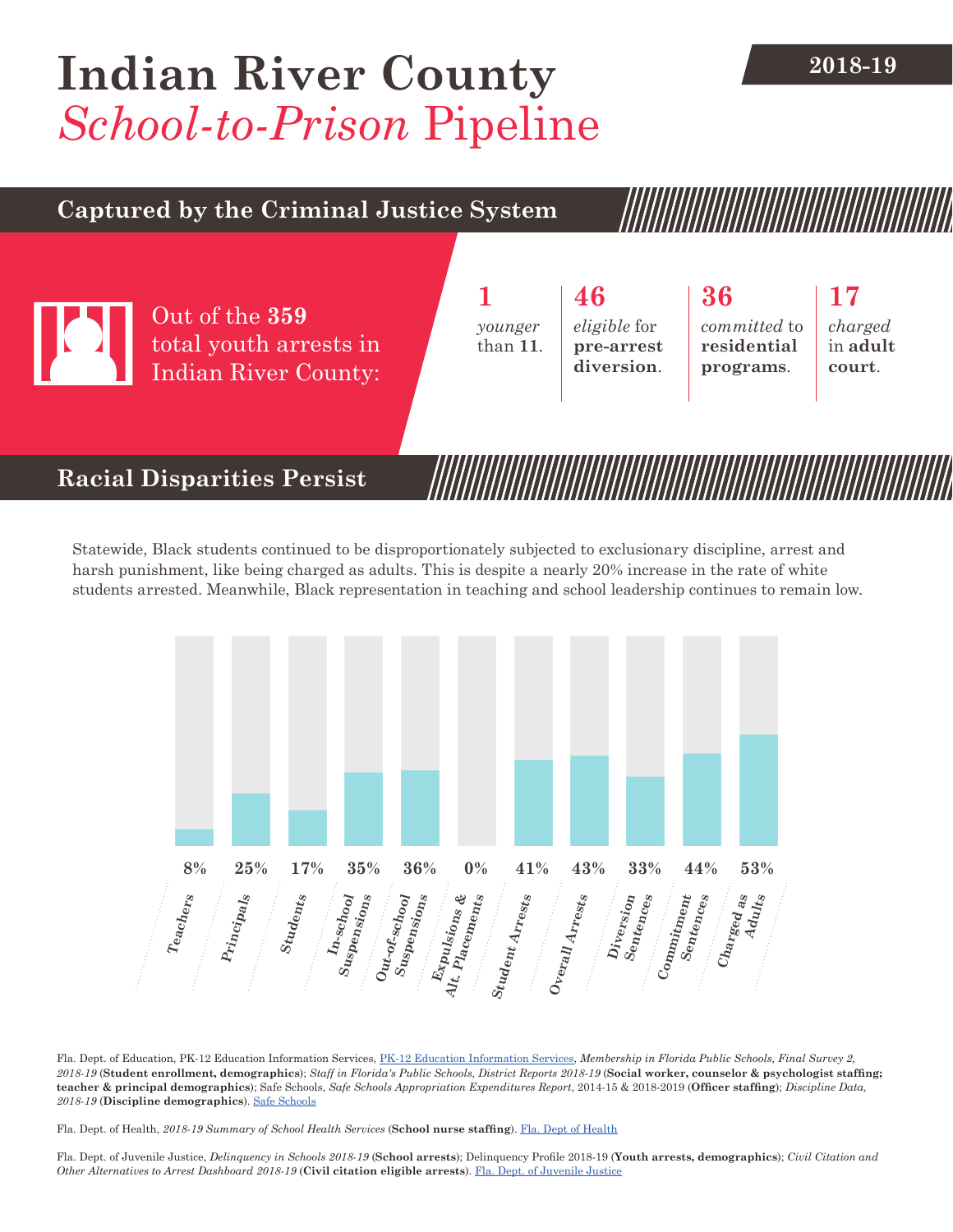# Indian River County *School-to-Prison* Pipeline

2018-19

## Captured by the Criminal Justice System

Out of the **359** total youth arrests in Indian River County:

**1** *younger* than **11**.

**46** *eligible* for **pre-arrest diversion**.

**36** *committed* to **residential programs**.

**17** *charged* in **adult court**.

## Racial Disparities Persist

Statewide, Black students continued to be disproportionately subjected to exclusionary discipline, arrest and harsh punishment, like being charged as adults. This is despite a nearly 20% increase in the rate of white students arrested. Meanwhile, Black representation in teaching and school leadership continues to remain low.

8% Teachers
25% Principals
17% Students
35% In-school Suspensions
36% Out-of-school Suspensions
0% Expulsions & Alt. Placements
41% Student Arrests
43% Overall Arrests
33% Diversion Sentences
44% Commitment Sentences
53% Charged as Adults

Fla. Dept. of Education, PK-12 Education Information Services, PK-12 Education Information Services, *Membership in Florida Public Schools, Final Survey 2, 2018-19* (**Student enrollment, demographics**); *Staff in Florida's Public Schools, District Reports 2018-19* (**Social worker, counselor & psychologist staffing; teacher & principal demographics**); Safe Schools, *Safe Schools Appropriation Expenditures Report*, 2014-15 & 2018-2019 (**Officer staffing**); *Discipline Data, 2018-19* (**Discipline demographics**). Safe Schools

Fla. Dept. of Health, *2018-19 Summary of School Health Services* (**School nurse staffing**). Fla. Dept of Health

Fla. Dept. of Juvenile Justice, *Delinquency in Schools 2018-19* (**School arrests**); Delinquency Profile 2018-19 (**Youth arrests, demographics**); *Civil Citation and Other Alternatives to Arrest Dashboard 2018-19* (**Civil citation eligible arrests**). Fla. Dept. of Juvenile Justice